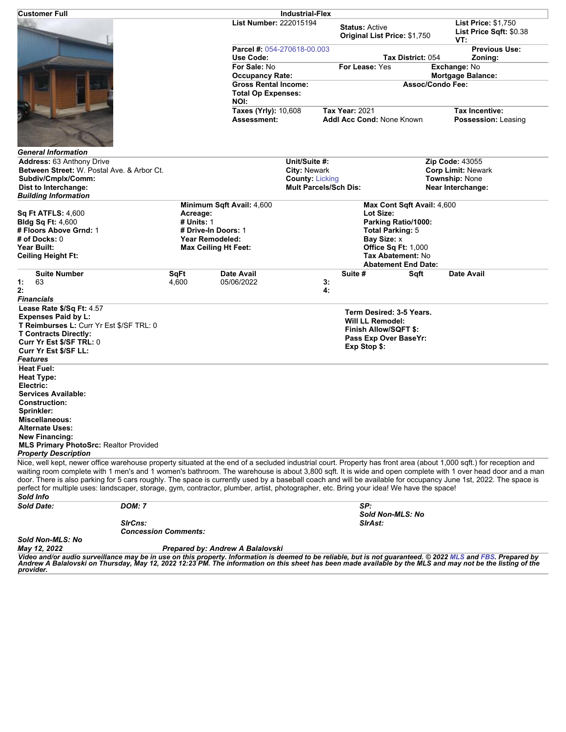**Customer Full** | **Industrial-Flex**

**List Number:** 222015194
**Status:** Active
**Original List Price:** $1,750
**List Price:** $1,750
**List Price Sqft:** $0.38
**VT:**

**Parcel #:** 054-270618-00.003
**Use Code:**
**Tax District:** 054
**Previous Use:**
**Zoning:**
**For Sale:** No
**For Lease:** Yes
**Exchange:** No
**Occupancy Rate:**
**Mortgage Balance:**
**Gross Rental Income:**
**Assoc/Condo Fee:**
**Total Op Expenses:**
**NOI:**
**Taxes (Yrly):** 10,608
**Tax Year:** 2021
**Tax Incentive:**
**Assessment:**
**Addl Acc Cond:** None Known
**Possession:** Leasing

### *General Information*

**Address:** 63 Anthony Drive
**Unit/Suite #:**
**Zip Code:** 43055
**Between Street:** W. Postal Ave. & Arbor Ct.
**City:** Newark
**Corp Limit:** Newark
**Subdiv/Cmplx/Comm:**
**County:** Licking
**Township:** None
**Dist to Interchange:**
**Mult Parcels/Sch Dis:**
**Near Interchange:**

### *Building Information*

**Sq Ft ATFLS:** 4,600
**Bldg Sq Ft:** 4,600
**# Floors Above Grnd:** 1
**# of Docks:** 0
**Year Built:**
**Ceiling Height Ft:**
**Minimum Sqft Avail:** 4,600
**Acreage:**
**# Units:** 1
**# Drive-In Doors:** 1
**Year Remodeled:**
**Max Ceiling Ht Feet:**
**Max Cont Sqft Avail:** 4,600
**Lot Size:**
**Parking Ratio/1000:**
**Total Parking:** 5
**Bay Size:** x
**Office Sq Ft:** 1,000
**Tax Abatement:** No
**Abatement End Date:**

| | Suite Number | SqFt | Date Avail | | Suite # | Sqft | Date Avail |
|---|---|---|---|---|---|---|---|
| 1: | 63 | 4,600 | 05/06/2022 | 3: | | | |
| 2: | | | | 4: | | | |

### *Financials*

**Lease Rate $/Sq Ft:** 4.57
**Expenses Paid by L:**
**T Reimburses L:** Curr Yr Est $/SF TRL: 0
**T Contracts Directly:**
**Curr Yr Est $/SF TRL:** 0
**Curr Yr Est $/SF LL:**
**Term Desired:** 3-5 Years.
**Will LL Remodel:**
**Finish Allow/SQFT $:**
**Pass Exp Over BaseYr:**
**Exp Stop $:**

### *Features*

**Heat Fuel:**
**Heat Type:**
**Electric:**
**Services Available:**
**Construction:**
**Sprinkler:**
**Miscellaneous:**
**Alternate Uses:**
**New Financing:**
**MLS Primary PhotoSrc:** Realtor Provided

### *Property Description*

Nice, well kept, newer office warehouse property situated at the end of a secluded industrial court. Property has front area (about 1,000 sqft.) for reception and waiting room complete with 1 men's and 1 women's bathroom. The warehouse is about 3,800 sqft. It is wide and open complete with 1 over head door and a man door. There is also parking for 5 cars roughly. The space is currently used by a baseball coach and will be available for occupancy June 1st, 2022. The space is perfect for multiple uses: landscaper, storage, gym, contractor, plumber, artist, photographer, etc. Bring your idea! We have the space!

### *Sold Info*

***Sold Date:***
***DOM:*** *7*
***SP:***
***Sold Non-MLS:*** *No*
***SlrCns:***
***SlrAst:***
***Concession Comments:***
***Sold Non-MLS:*** *No*

***May 12, 2022*** ***Prepared by: Andrew A Balalovski***

*Video and/or audio surveillance may be in use on this property. Information is deemed to be reliable, but is not guaranteed. © 2022 MLS and FBS. Prepared by Andrew A Balalovski on Thursday, May 12, 2022 12:23 PM. The information on this sheet has been made available by the MLS and may not be the listing of the provider.*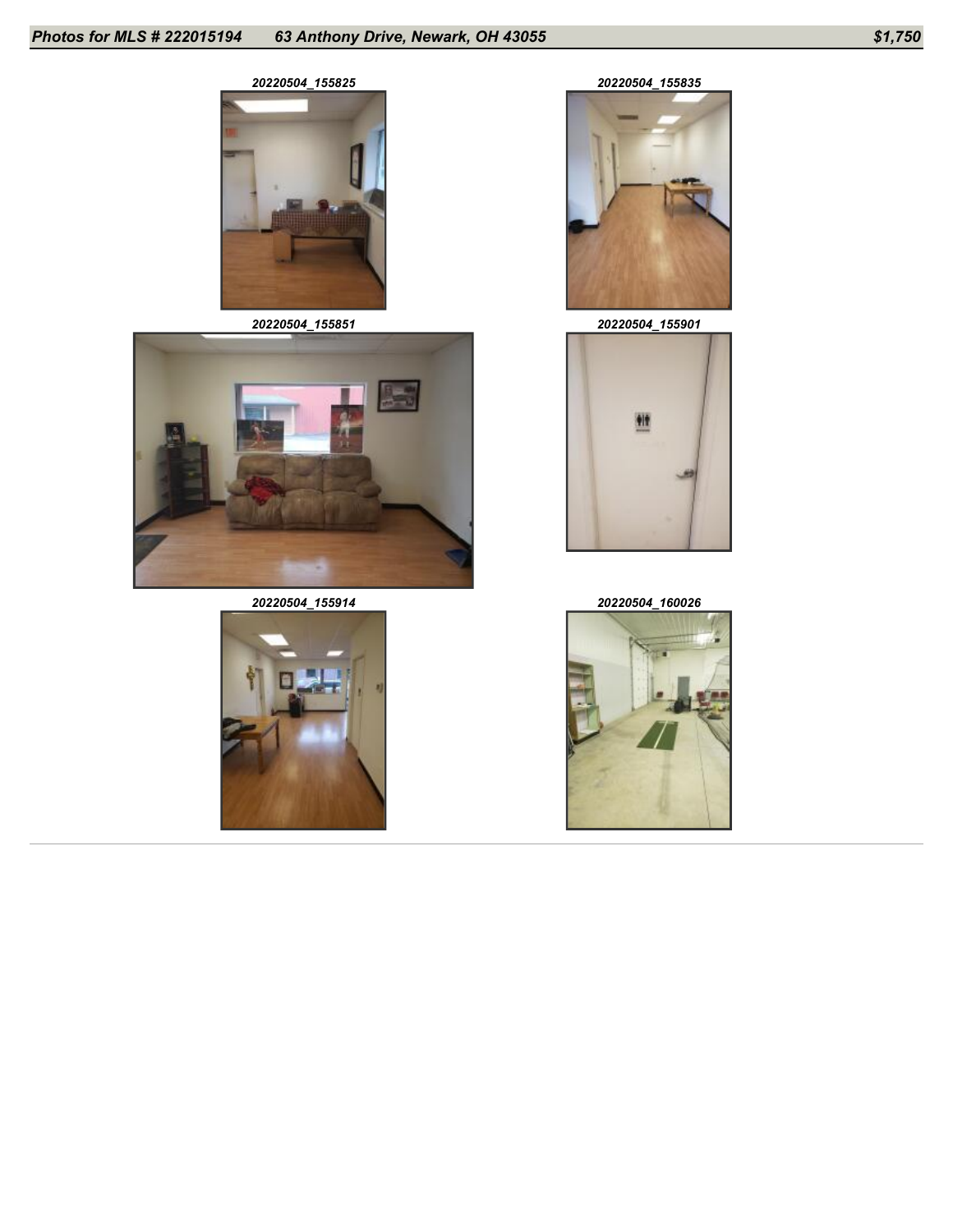**Photos for MLS # 222015194 63 Anthony Drive, Newark, OH 43055 $1,750**

20220504_155825

20220504_155835

20220504_155851

20220504_155901

20220504_155914

20220504_160026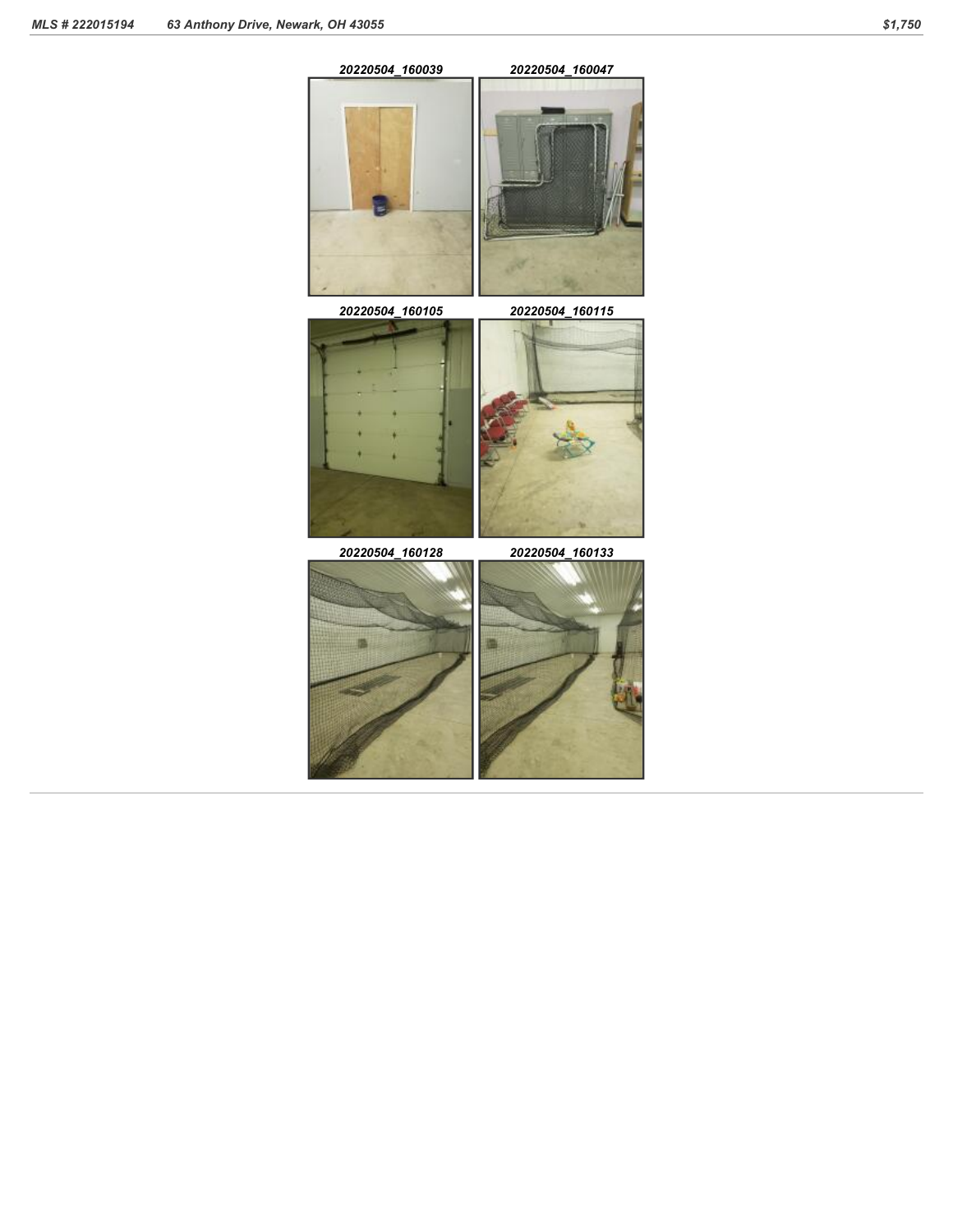20220504_160039

20220504_160047

20220504_160105

20220504_160115

20220504_160128

20220504_160133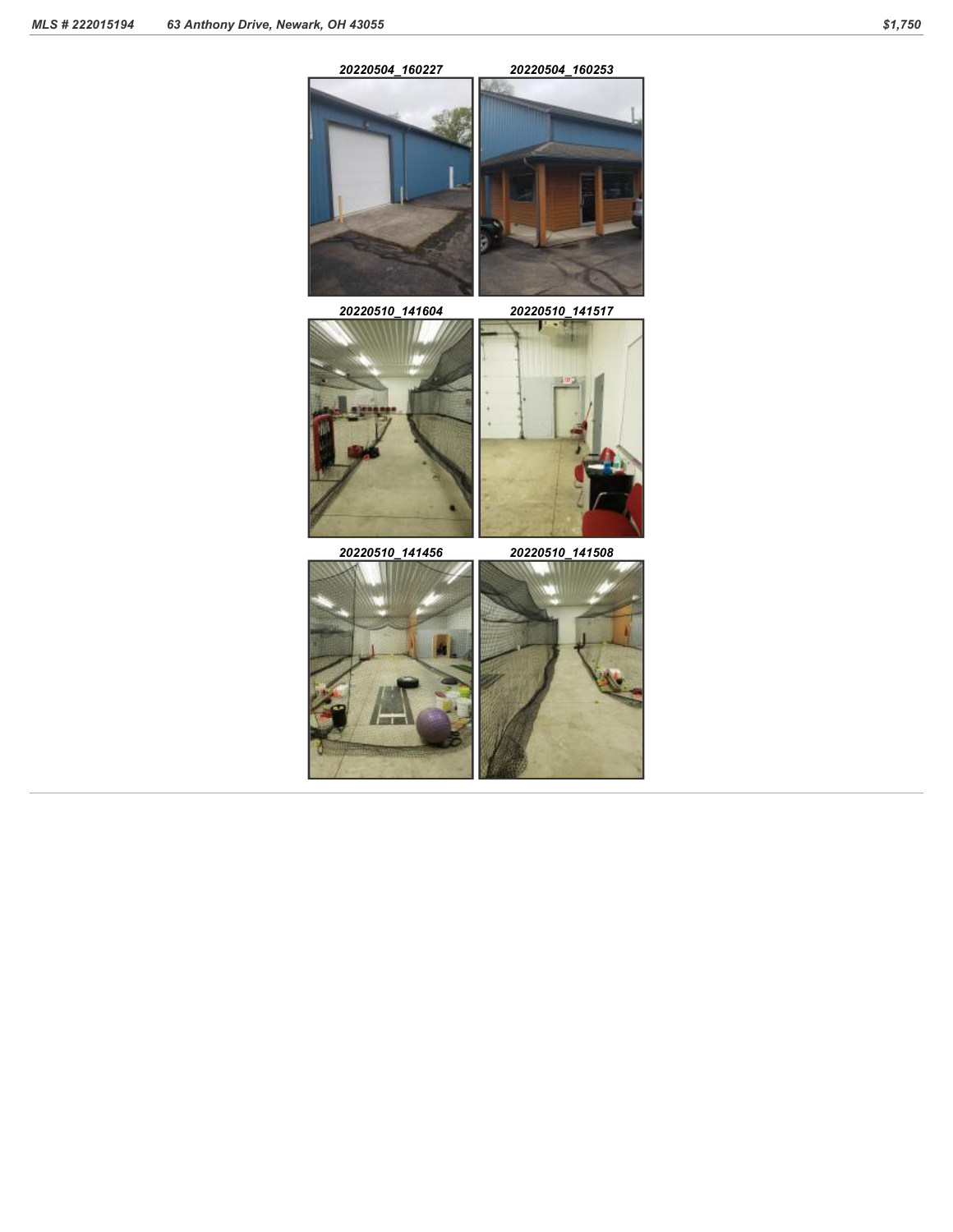20220504_160227

20220504_160253

20220510_141604

20220510_141517

20220510_141456

20220510_141508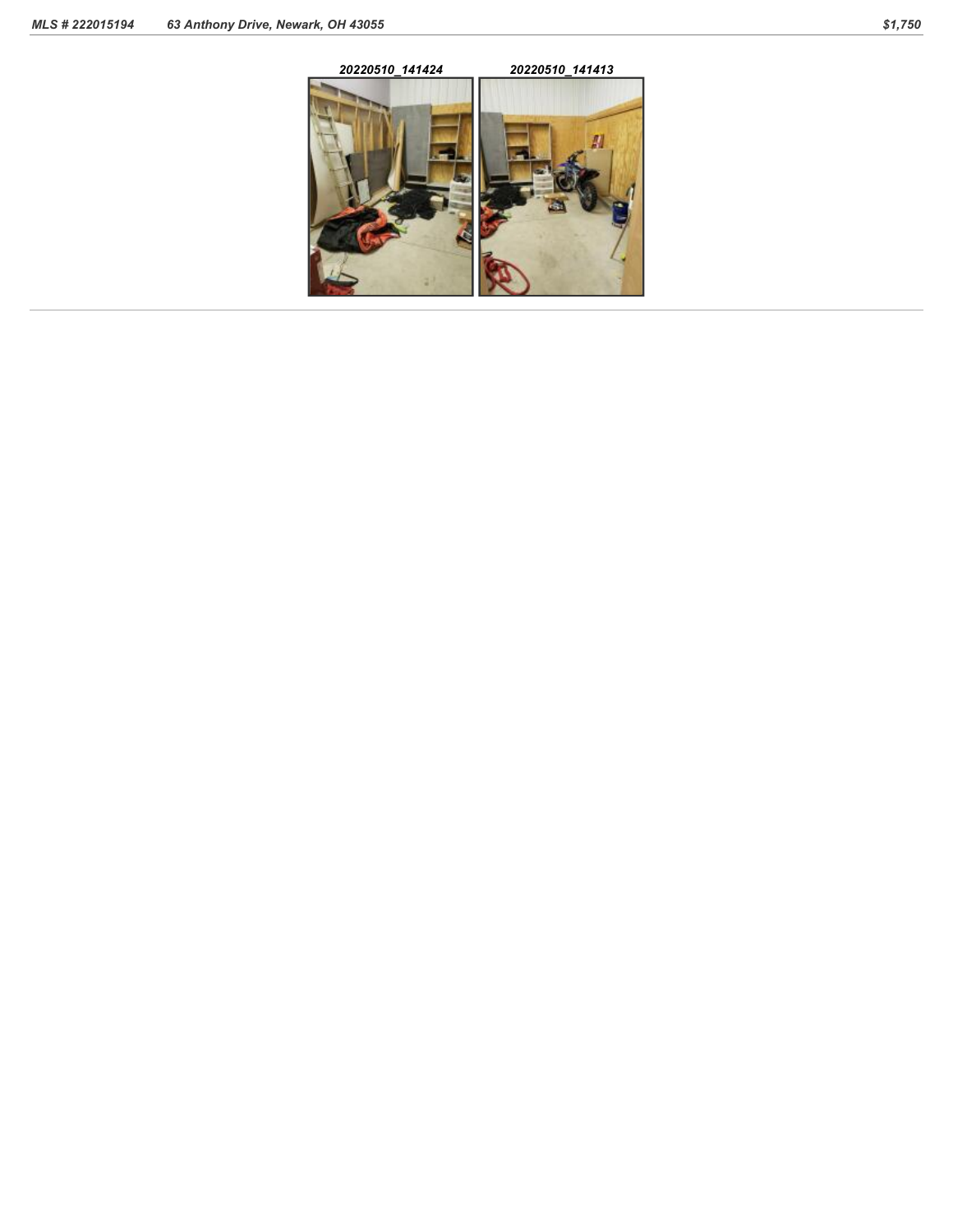20220510_141424

20220510_141413